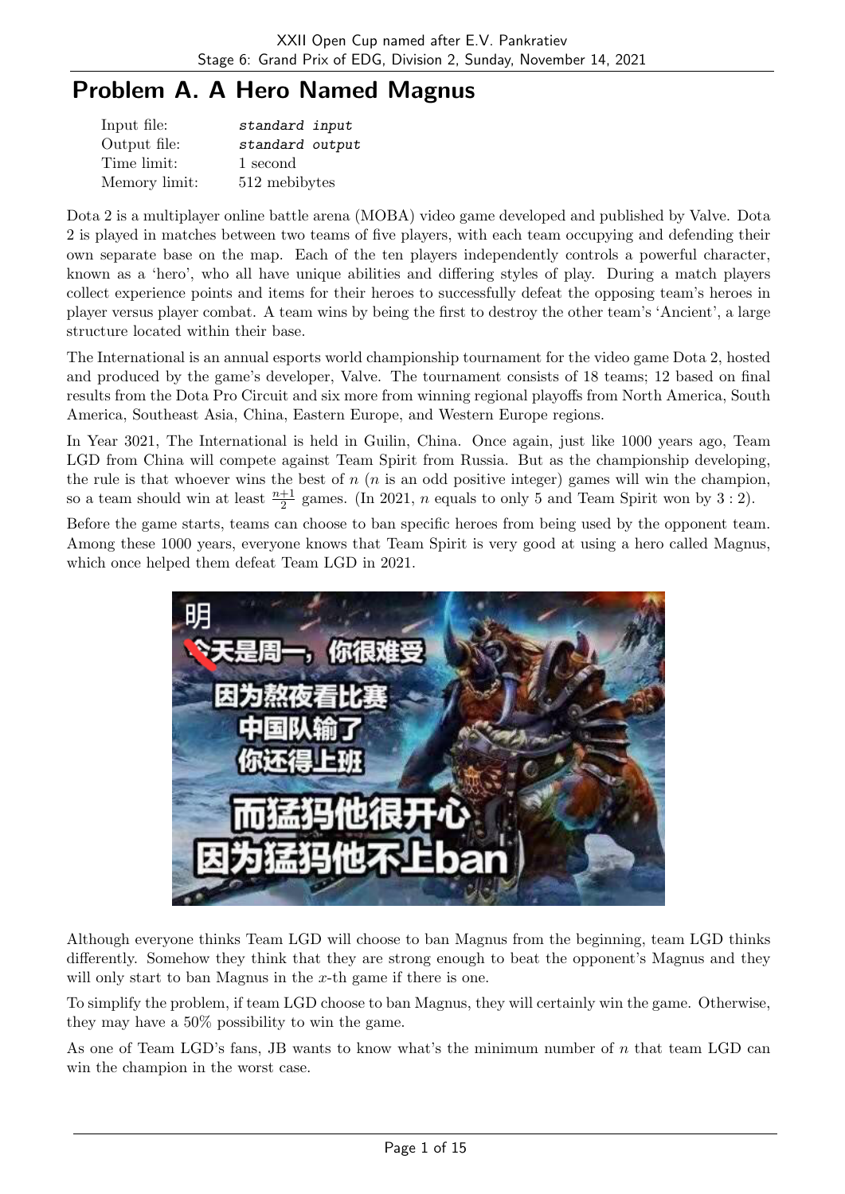# Problem A. A Hero Named Magnus

| | |
|---|---|
| Input file: | *standard input* |
| Output file: | *standard output* |
| Time limit: | 1 second |
| Memory limit: | 512 mebibytes |

Dota 2 is a multiplayer online battle arena (MOBA) video game developed and published by Valve. Dota 2 is played in matches between two teams of five players, with each team occupying and defending their own separate base on the map. Each of the ten players independently controls a powerful character, known as a 'hero', who all have unique abilities and differing styles of play. During a match players collect experience points and items for their heroes to successfully defeat the opposing team's heroes in player versus player combat. A team wins by being the first to destroy the other team's 'Ancient', a large structure located within their base.

The International is an annual esports world championship tournament for the video game Dota 2, hosted and produced by the game's developer, Valve. The tournament consists of 18 teams; 12 based on final results from the Dota Pro Circuit and six more from winning regional playoffs from North America, South America, Southeast Asia, China, Eastern Europe, and Western Europe regions.

In Year 3021, The International is held in Guilin, China. Once again, just like 1000 years ago, Team LGD from China will compete against Team Spirit from Russia. But as the championship developing, the rule is that whoever wins the best of $n$ ($n$ is an odd positive integer) games will win the champion, so a team should win at least $\frac{n+1}{2}$ games. (In 2021, $n$ equals to only 5 and Team Spirit won by 3 : 2).

Before the game starts, teams can choose to ban specific heroes from being used by the opponent team. Among these 1000 years, everyone knows that Team Spirit is very good at using a hero called Magnus, which once helped them defeat Team LGD in 2021.

Although everyone thinks Team LGD will choose to ban Magnus from the beginning, team LGD thinks differently. Somehow they think that they are strong enough to beat the opponent's Magnus and they will only start to ban Magnus in the $x$-th game if there is one.

To simplify the problem, if team LGD choose to ban Magnus, they will certainly win the game. Otherwise, they may have a 50% possibility to win the game.

As one of Team LGD's fans, JB wants to know what's the minimum number of $n$ that team LGD can win the champion in the worst case.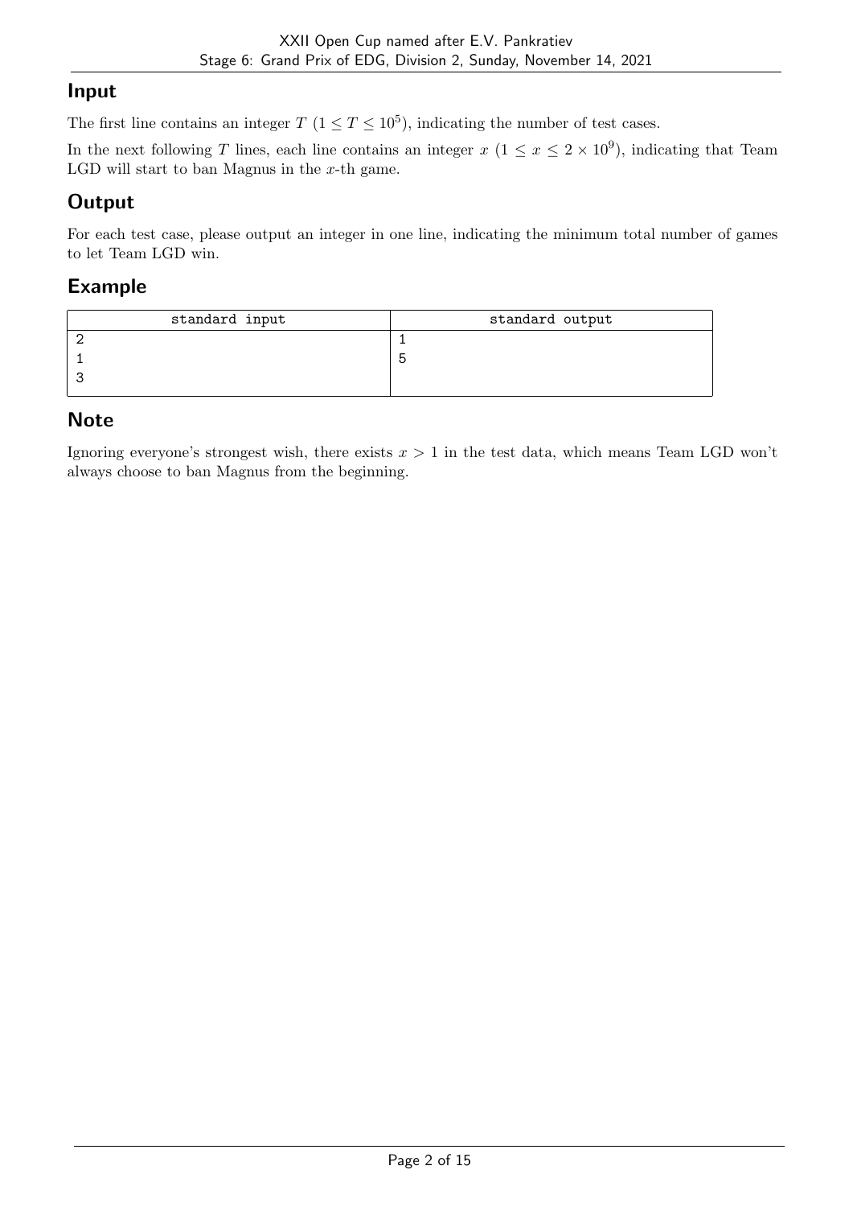## Input

The first line contains an integer $T$ ($1 \le T \le 10^5$), indicating the number of test cases.

In the next following $T$ lines, each line contains an integer $x$ ($1 \le x \le 2 \times 10^9$), indicating that Team LGD will start to ban Magnus in the $x$-th game.

## Output

For each test case, please output an integer in one line, indicating the minimum total number of games to let Team LGD win.

## Example

| standard input | standard output |
|---|---|
| 2<br>1<br>3 | 1<br>5 |

## Note

Ignoring everyone's strongest wish, there exists $x > 1$ in the test data, which means Team LGD won't always choose to ban Magnus from the beginning.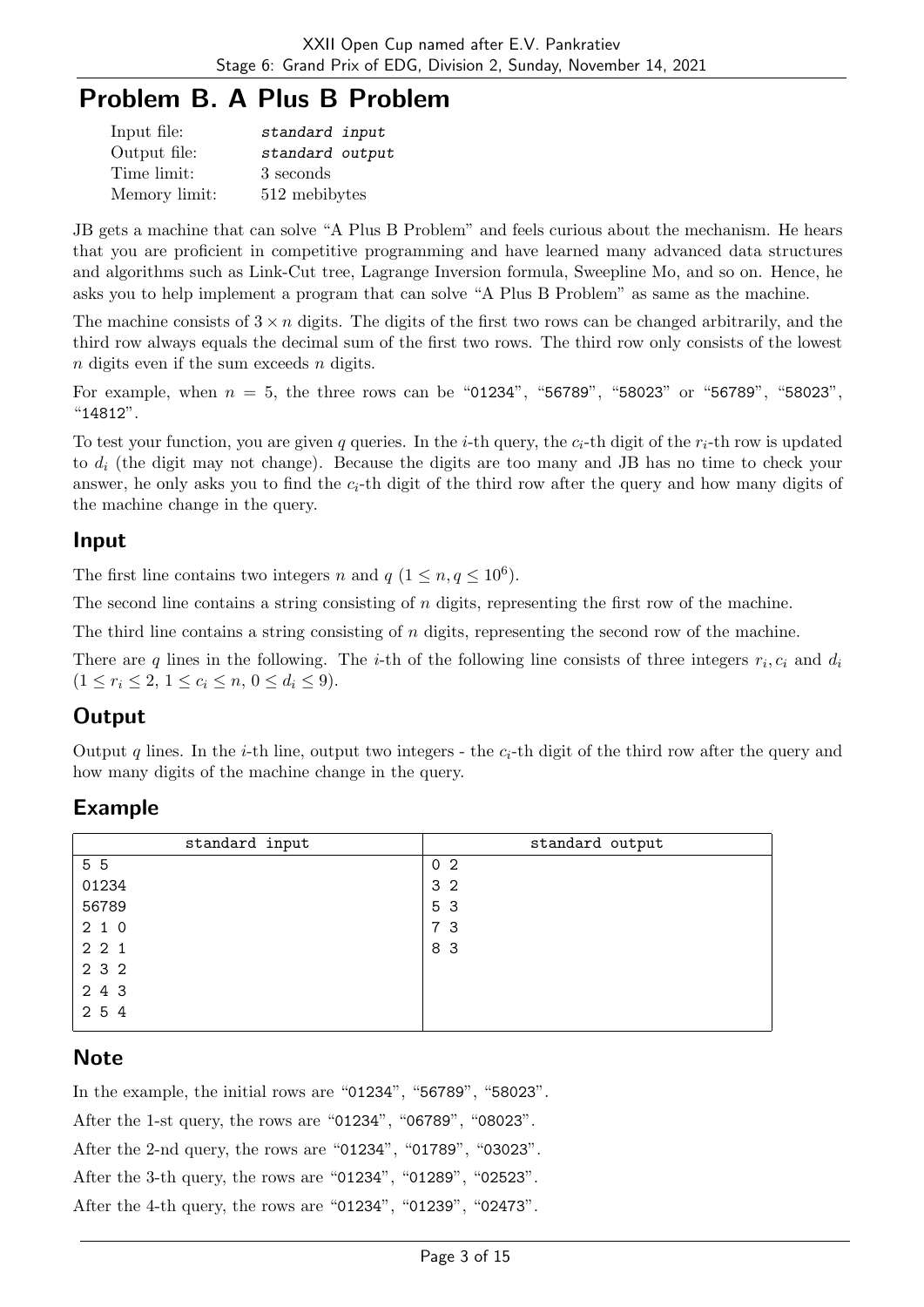# Problem B. A Plus B Problem

| | |
|---|---|
| Input file: | *standard input* |
| Output file: | *standard output* |
| Time limit: | 3 seconds |
| Memory limit: | 512 mebibytes |

JB gets a machine that can solve "A Plus B Problem" and feels curious about the mechanism. He hears that you are proficient in competitive programming and have learned many advanced data structures and algorithms such as Link-Cut tree, Lagrange Inversion formula, Sweepline Mo, and so on. Hence, he asks you to help implement a program that can solve "A Plus B Problem" as same as the machine.

The machine consists of $3 \times n$ digits. The digits of the first two rows can be changed arbitrarily, and the third row always equals the decimal sum of the first two rows. The third row only consists of the lowest $n$ digits even if the sum exceeds $n$ digits.

For example, when $n = 5$, the three rows can be "01234", "56789", "58023" or "56789", "58023", "14812".

To test your function, you are given $q$ queries. In the $i$-th query, the $c_i$-th digit of the $r_i$-th row is updated to $d_i$ (the digit may not change). Because the digits are too many and JB has no time to check your answer, he only asks you to find the $c_i$-th digit of the third row after the query and how many digits of the machine change in the query.

## Input

The first line contains two integers $n$ and $q$ ($1 \le n, q \le 10^6$).

The second line contains a string consisting of $n$ digits, representing the first row of the machine.

The third line contains a string consisting of $n$ digits, representing the second row of the machine.

There are $q$ lines in the following. The $i$-th of the following line consists of three integers $r_i, c_i$ and $d_i$ ($1 \le r_i \le 2$, $1 \le c_i \le n$, $0 \le d_i \le 9$).

## Output

Output $q$ lines. In the $i$-th line, output two integers - the $c_i$-th digit of the third row after the query and how many digits of the machine change in the query.

## Example

| standard input | standard output |
|---|---|
| 5 5<br>01234<br>56789<br>2 1 0<br>2 2 1<br>2 3 2<br>2 4 3<br>2 5 4 | 0 2<br>3 2<br>5 3<br>7 3<br>8 3 |

## Note

In the example, the initial rows are "01234", "56789", "58023".

After the 1-st query, the rows are "01234", "06789", "08023".

After the 2-nd query, the rows are "01234", "01789", "03023".

After the 3-th query, the rows are "01234", "01289", "02523".

After the 4-th query, the rows are "01234", "01239", "02473".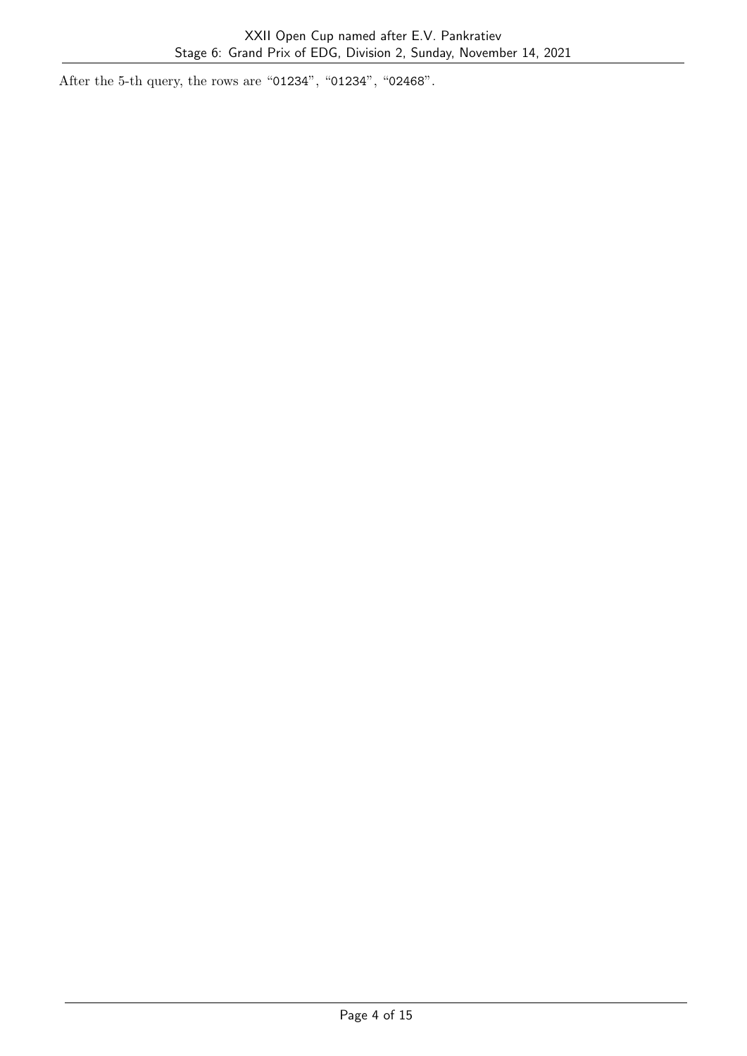After the 5-th query, the rows are "`01234`", "`01234`", "`02468`".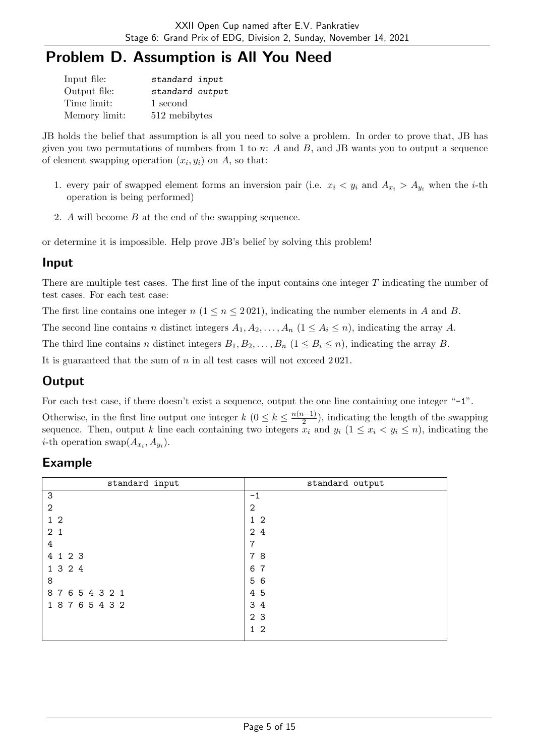# Problem D. Assumption is All You Need

| | |
|---|---|
| Input file: | *standard input* |
| Output file: | *standard output* |
| Time limit: | 1 second |
| Memory limit: | 512 mebibytes |

JB holds the belief that assumption is all you need to solve a problem. In order to prove that, JB has given you two permutations of numbers from 1 to $n$: $A$ and $B$, and JB wants you to output a sequence of element swapping operation $(x_i, y_i)$ on $A$, so that:

1. every pair of swapped element forms an inversion pair (i.e. $x_i < y_i$ and $A_{x_i} > A_{y_i}$ when the $i$-th operation is being performed)
2. $A$ will become $B$ at the end of the swapping sequence.

or determine it is impossible. Help prove JB's belief by solving this problem!

## Input

There are multiple test cases. The first line of the input contains one integer $T$ indicating the number of test cases. For each test case:

The first line contains one integer $n$ ($1 \le n \le 2\,021$), indicating the number elements in $A$ and $B$.

The second line contains $n$ distinct integers $A_1, A_2, \ldots, A_n$ ($1 \le A_i \le n$), indicating the array $A$.

The third line contains $n$ distinct integers $B_1, B_2, \ldots, B_n$ ($1 \le B_i \le n$), indicating the array $B$.

It is guaranteed that the sum of $n$ in all test cases will not exceed $2\,021$.

## Output

For each test case, if there doesn't exist a sequence, output the one line containing one integer "-1".

Otherwise, in the first line output one integer $k$ ($0 \le k \le \frac{n(n-1)}{2}$), indicating the length of the swapping sequence. Then, output $k$ line each containing two integers $x_i$ and $y_i$ ($1 \le x_i < y_i \le n$), indicating the $i$-th operation swap$(A_{x_i}, A_{y_i})$.

## Example

| standard input | standard output |
|---|---|
| 3<br>2<br>1 2<br>2 1<br>4<br>4 1 2 3<br>1 3 2 4<br>8<br>8 7 6 5 4 3 2 1<br>1 8 7 6 5 4 3 2 | -1<br>2<br>1 2<br>2 4<br>7<br>7 8<br>6 7<br>5 6<br>4 5<br>3 4<br>2 3<br>1 2 |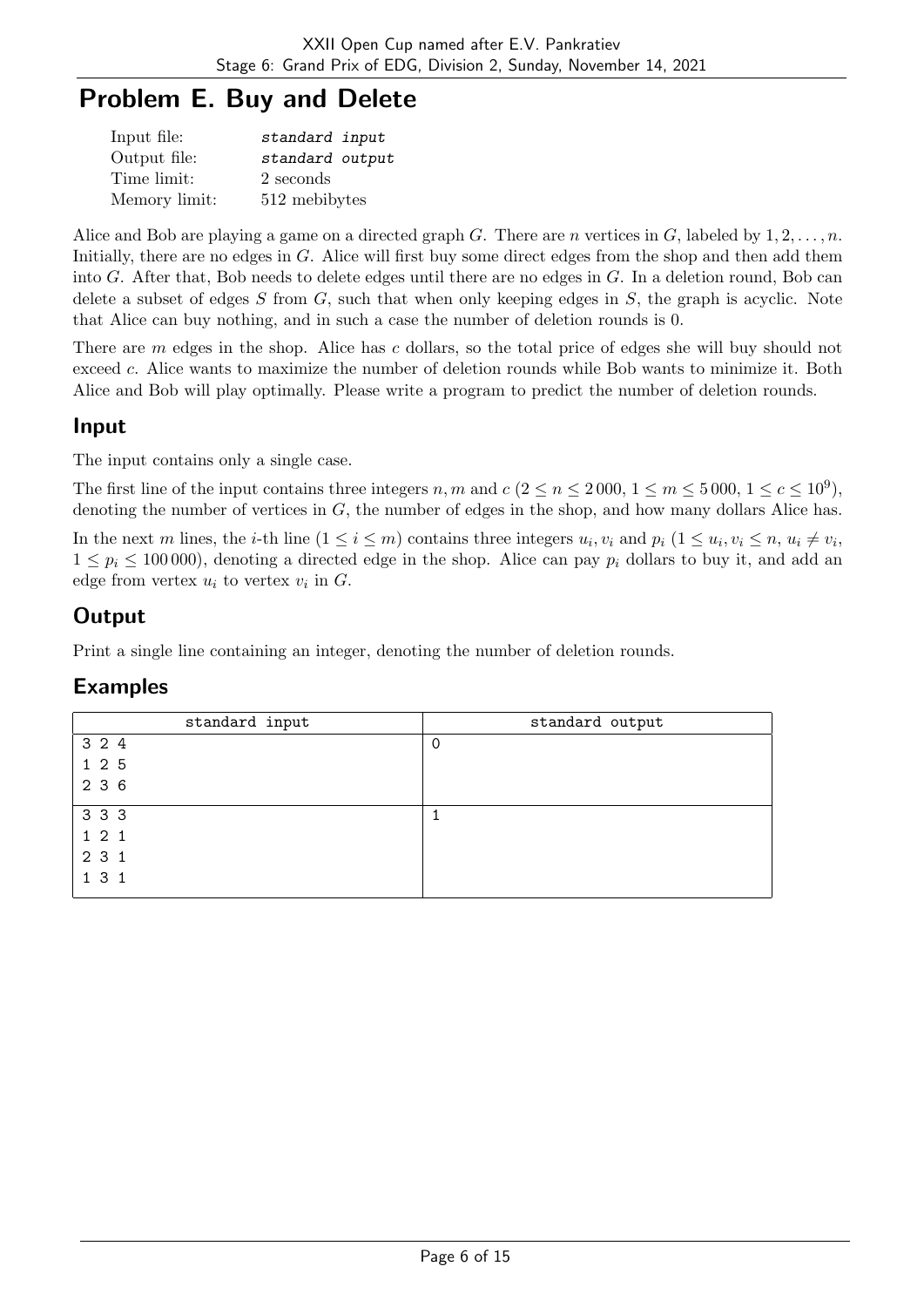# Problem E. Buy and Delete

| | |
|---|---|
| Input file: | *standard input* |
| Output file: | *standard output* |
| Time limit: | 2 seconds |
| Memory limit: | 512 mebibytes |

Alice and Bob are playing a game on a directed graph $G$. There are $n$ vertices in $G$, labeled by $1, 2, \ldots, n$. Initially, there are no edges in $G$. Alice will first buy some direct edges from the shop and then add them into $G$. After that, Bob needs to delete edges until there are no edges in $G$. In a deletion round, Bob can delete a subset of edges $S$ from $G$, such that when only keeping edges in $S$, the graph is acyclic. Note that Alice can buy nothing, and in such a case the number of deletion rounds is 0.

There are $m$ edges in the shop. Alice has $c$ dollars, so the total price of edges she will buy should not exceed $c$. Alice wants to maximize the number of deletion rounds while Bob wants to minimize it. Both Alice and Bob will play optimally. Please write a program to predict the number of deletion rounds.

## Input

The input contains only a single case.

The first line of the input contains three integers $n, m$ and $c$ ($2 \le n \le 2\,000$, $1 \le m \le 5\,000$, $1 \le c \le 10^9$), denoting the number of vertices in $G$, the number of edges in the shop, and how many dollars Alice has.

In the next $m$ lines, the $i$-th line ($1 \le i \le m$) contains three integers $u_i, v_i$ and $p_i$ ($1 \le u_i, v_i \le n$, $u_i \ne v_i$, $1 \le p_i \le 100\,000$), denoting a directed edge in the shop. Alice can pay $p_i$ dollars to buy it, and add an edge from vertex $u_i$ to vertex $v_i$ in $G$.

## Output

Print a single line containing an integer, denoting the number of deletion rounds.

## Examples

| standard input | standard output |
|---|---|
| 3 2 4<br>1 2 5<br>2 3 6 | 0 |
| 3 3 3<br>1 2 1<br>2 3 1<br>1 3 1 | 1 |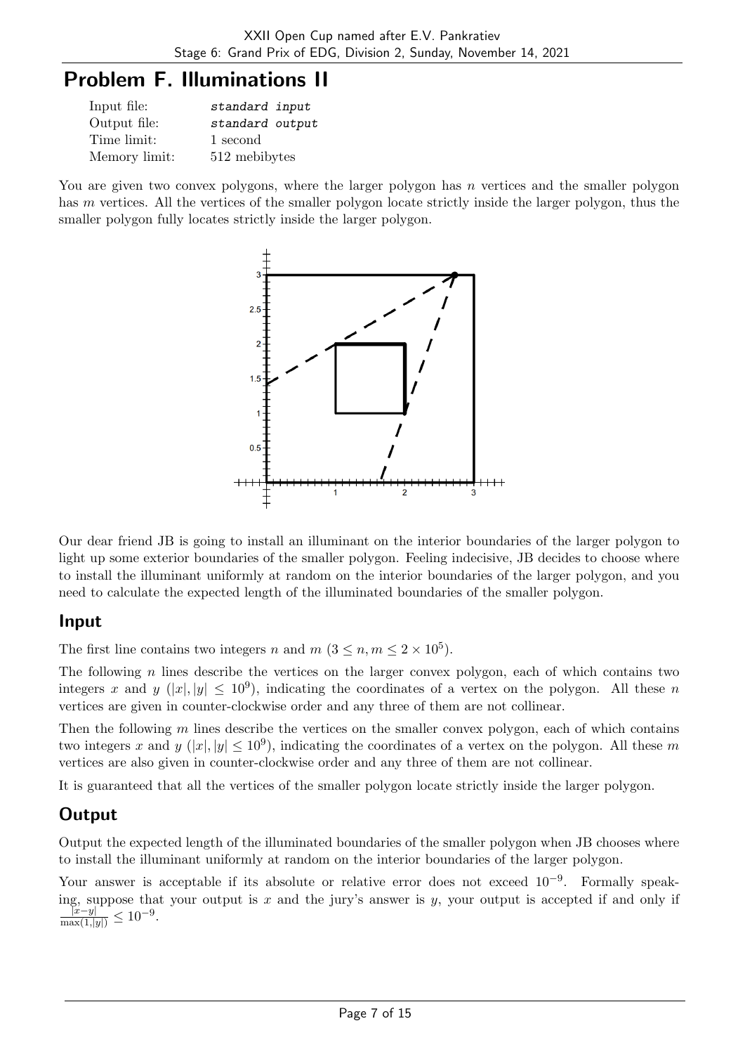# Problem F. Illuminations II

| | |
|---|---|
| Input file: | *standard input* |
| Output file: | *standard output* |
| Time limit: | 1 second |
| Memory limit: | 512 mebibytes |

You are given two convex polygons, where the larger polygon has $n$ vertices and the smaller polygon has $m$ vertices. All the vertices of the smaller polygon locate strictly inside the larger polygon, thus the smaller polygon fully locates strictly inside the larger polygon.

Our dear friend JB is going to install an illuminant on the interior boundaries of the larger polygon to light up some exterior boundaries of the smaller polygon. Feeling indecisive, JB decides to choose where to install the illuminant uniformly at random on the interior boundaries of the larger polygon, and you need to calculate the expected length of the illuminated boundaries of the smaller polygon.

## Input

The first line contains two integers $n$ and $m$ ($3 \le n, m \le 2 \times 10^5$).

The following $n$ lines describe the vertices on the larger convex polygon, each of which contains two integers $x$ and $y$ ($|x|, |y| \le 10^9$), indicating the coordinates of a vertex on the polygon. All these $n$ vertices are given in counter-clockwise order and any three of them are not collinear.

Then the following $m$ lines describe the vertices on the smaller convex polygon, each of which contains two integers $x$ and $y$ ($|x|, |y| \le 10^9$), indicating the coordinates of a vertex on the polygon. All these $m$ vertices are also given in counter-clockwise order and any three of them are not collinear.

It is guaranteed that all the vertices of the smaller polygon locate strictly inside the larger polygon.

## Output

Output the expected length of the illuminated boundaries of the smaller polygon when JB chooses where to install the illuminant uniformly at random on the interior boundaries of the larger polygon.

Your answer is acceptable if its absolute or relative error does not exceed $10^{-9}$. Formally speaking, suppose that your output is $x$ and the jury's answer is $y$, your output is accepted if and only if $\frac{|x-y|}{\max(1,|y|)} \le 10^{-9}$.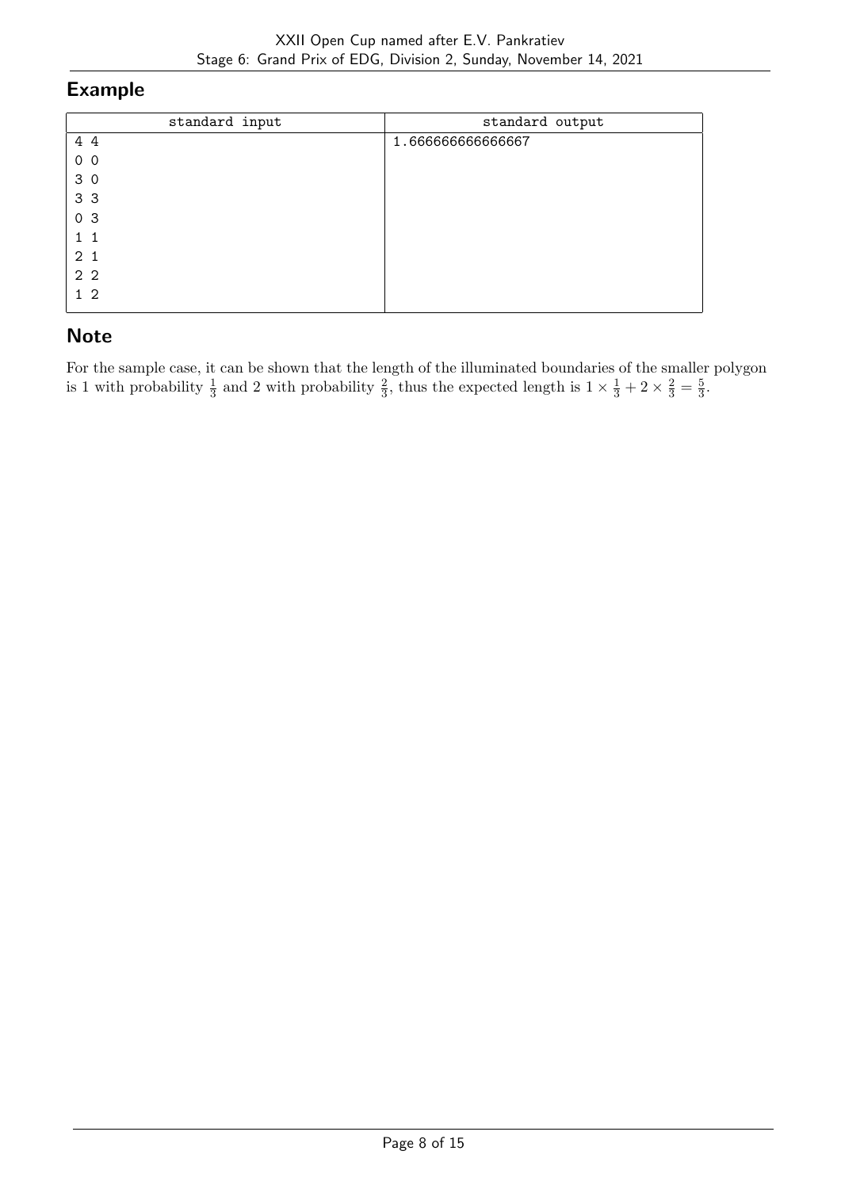## Example

| standard input | standard output |
| --- | --- |
| 4 4<br>0 0<br>3 0<br>3 3<br>0 3<br>1 1<br>2 1<br>2 2<br>1 2 | 1.666666666666667 |

## Note

For the sample case, it can be shown that the length of the illuminated boundaries of the smaller polygon is 1 with probability $\frac{1}{3}$ and 2 with probability $\frac{2}{3}$, thus the expected length is $1 \times \frac{1}{3} + 2 \times \frac{2}{3} = \frac{5}{3}$.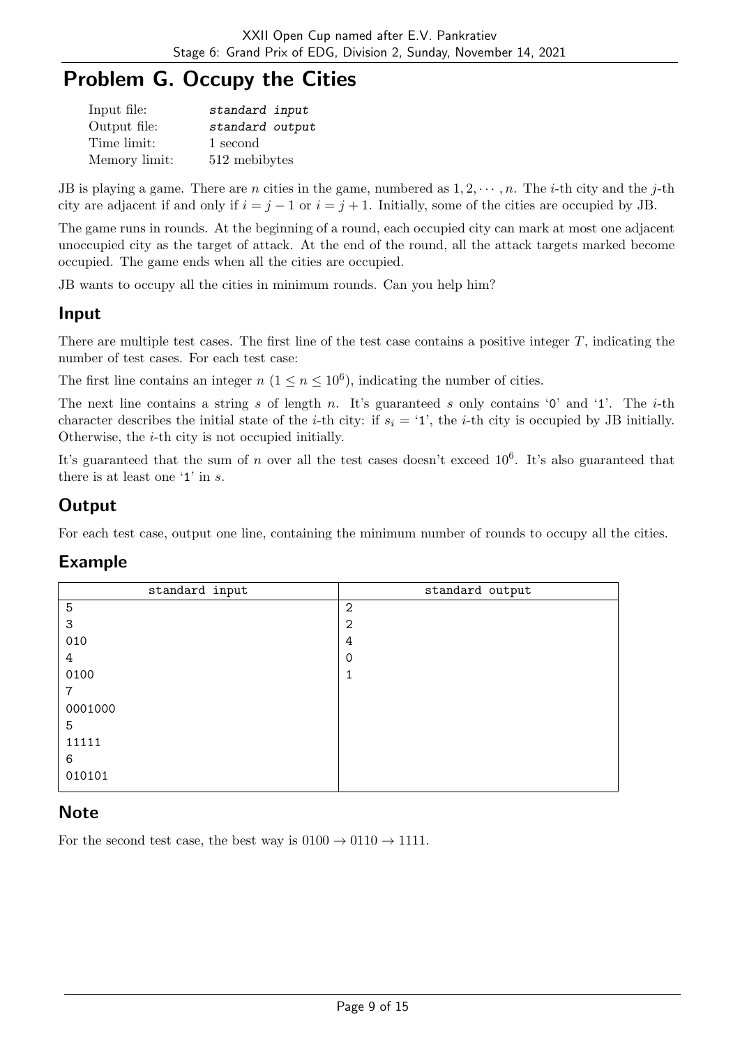# Problem G. Occupy the Cities

| | |
|---|---|
| Input file: | *standard input* |
| Output file: | *standard output* |
| Time limit: | 1 second |
| Memory limit: | 512 mebibytes |

JB is playing a game. There are $n$ cities in the game, numbered as $1, 2, \cdots, n$. The $i$-th city and the $j$-th city are adjacent if and only if $i = j - 1$ or $i = j + 1$. Initially, some of the cities are occupied by JB.

The game runs in rounds. At the beginning of a round, each occupied city can mark at most one adjacent unoccupied city as the target of attack. At the end of the round, all the attack targets marked become occupied. The game ends when all the cities are occupied.

JB wants to occupy all the cities in minimum rounds. Can you help him?

## Input

There are multiple test cases. The first line of the test case contains a positive integer $T$, indicating the number of test cases. For each test case:

The first line contains an integer $n$ ($1 \le n \le 10^6$), indicating the number of cities.

The next line contains a string $s$ of length $n$. It's guaranteed $s$ only contains '0' and '1'. The $i$-th character describes the initial state of the $i$-th city: if $s_i$ = '1', the $i$-th city is occupied by JB initially. Otherwise, the $i$-th city is not occupied initially.

It's guaranteed that the sum of $n$ over all the test cases doesn't exceed $10^6$. It's also guaranteed that there is at least one '1' in $s$.

## Output

For each test case, output one line, containing the minimum number of rounds to occupy all the cities.

## Example

| standard input | standard output |
|---|---|
| 5<br>3<br>010<br>4<br>0100<br>7<br>0001000<br>5<br>11111<br>6<br>010101 | 2<br>2<br>4<br>0<br>1 |

## Note

For the second test case, the best way is $0100 \to 0110 \to 1111$.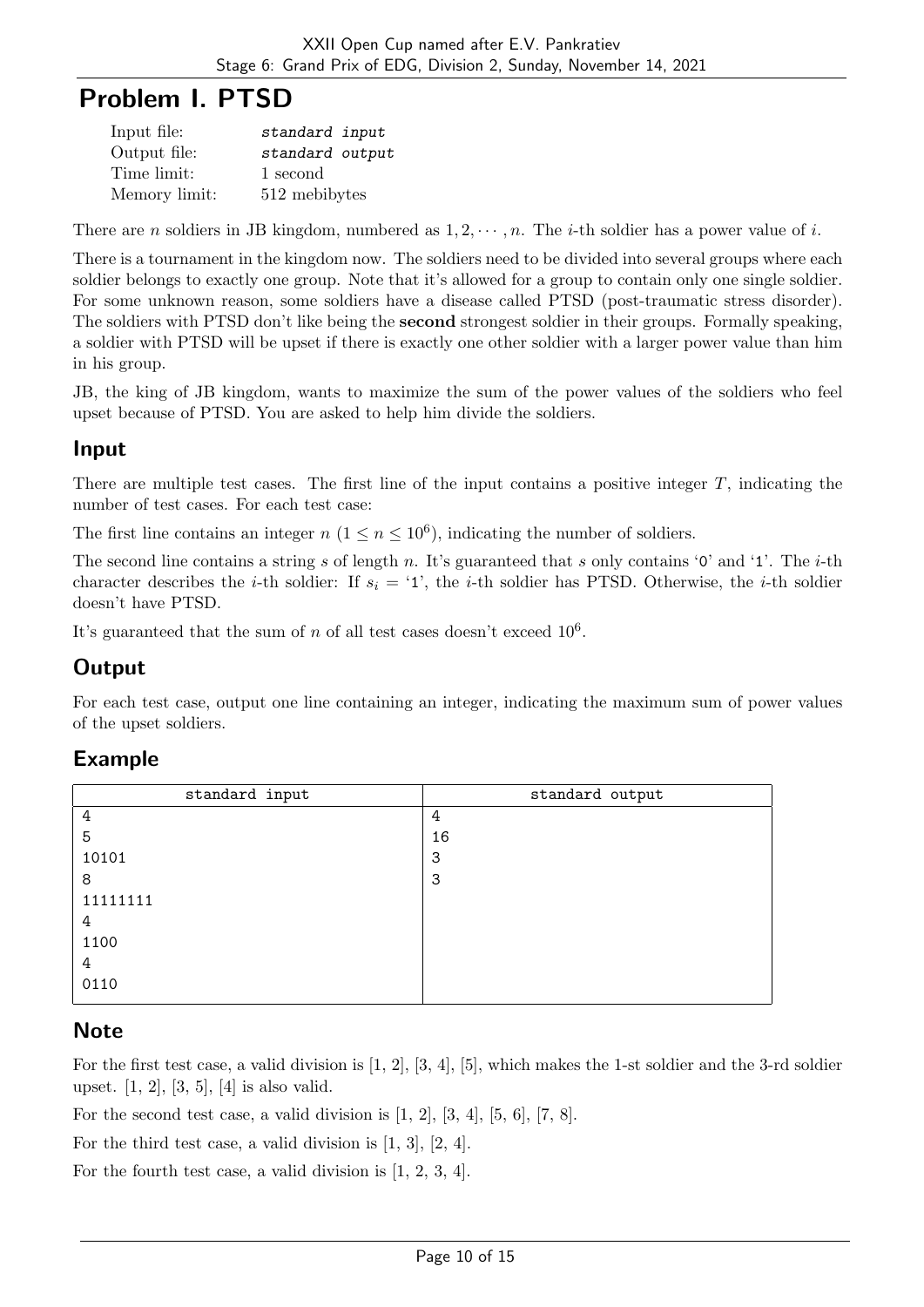# Problem I. PTSD

| | |
|---|---|
| Input file: | *standard input* |
| Output file: | *standard output* |
| Time limit: | 1 second |
| Memory limit: | 512 mebibytes |

There are $n$ soldiers in JB kingdom, numbered as $1, 2, \cdots, n$. The $i$-th soldier has a power value of $i$.

There is a tournament in the kingdom now. The soldiers need to be divided into several groups where each soldier belongs to exactly one group. Note that it's allowed for a group to contain only one single soldier. For some unknown reason, some soldiers have a disease called PTSD (post-traumatic stress disorder). The soldiers with PTSD don't like being the **second** strongest soldier in their groups. Formally speaking, a soldier with PTSD will be upset if there is exactly one other soldier with a larger power value than him in his group.

JB, the king of JB kingdom, wants to maximize the sum of the power values of the soldiers who feel upset because of PTSD. You are asked to help him divide the soldiers.

## Input

There are multiple test cases. The first line of the input contains a positive integer $T$, indicating the number of test cases. For each test case:

The first line contains an integer $n$ ($1 \le n \le 10^6$), indicating the number of soldiers.

The second line contains a string $s$ of length $n$. It's guaranteed that $s$ only contains '0' and '1'. The $i$-th character describes the $i$-th soldier: If $s_i$ = '1', the $i$-th soldier has PTSD. Otherwise, the $i$-th soldier doesn't have PTSD.

It's guaranteed that the sum of $n$ of all test cases doesn't exceed $10^6$.

## Output

For each test case, output one line containing an integer, indicating the maximum sum of power values of the upset soldiers.

## Example

| standard input | standard output |
|---|---|
| 4<br>5<br>10101<br>8<br>11111111<br>4<br>1100<br>4<br>0110 | 4<br>16<br>3<br>3 |

## Note

For the first test case, a valid division is [1, 2], [3, 4], [5], which makes the 1-st soldier and the 3-rd soldier upset. [1, 2], [3, 5], [4] is also valid.

For the second test case, a valid division is [1, 2], [3, 4], [5, 6], [7, 8].

For the third test case, a valid division is [1, 3], [2, 4].

For the fourth test case, a valid division is [1, 2, 3, 4].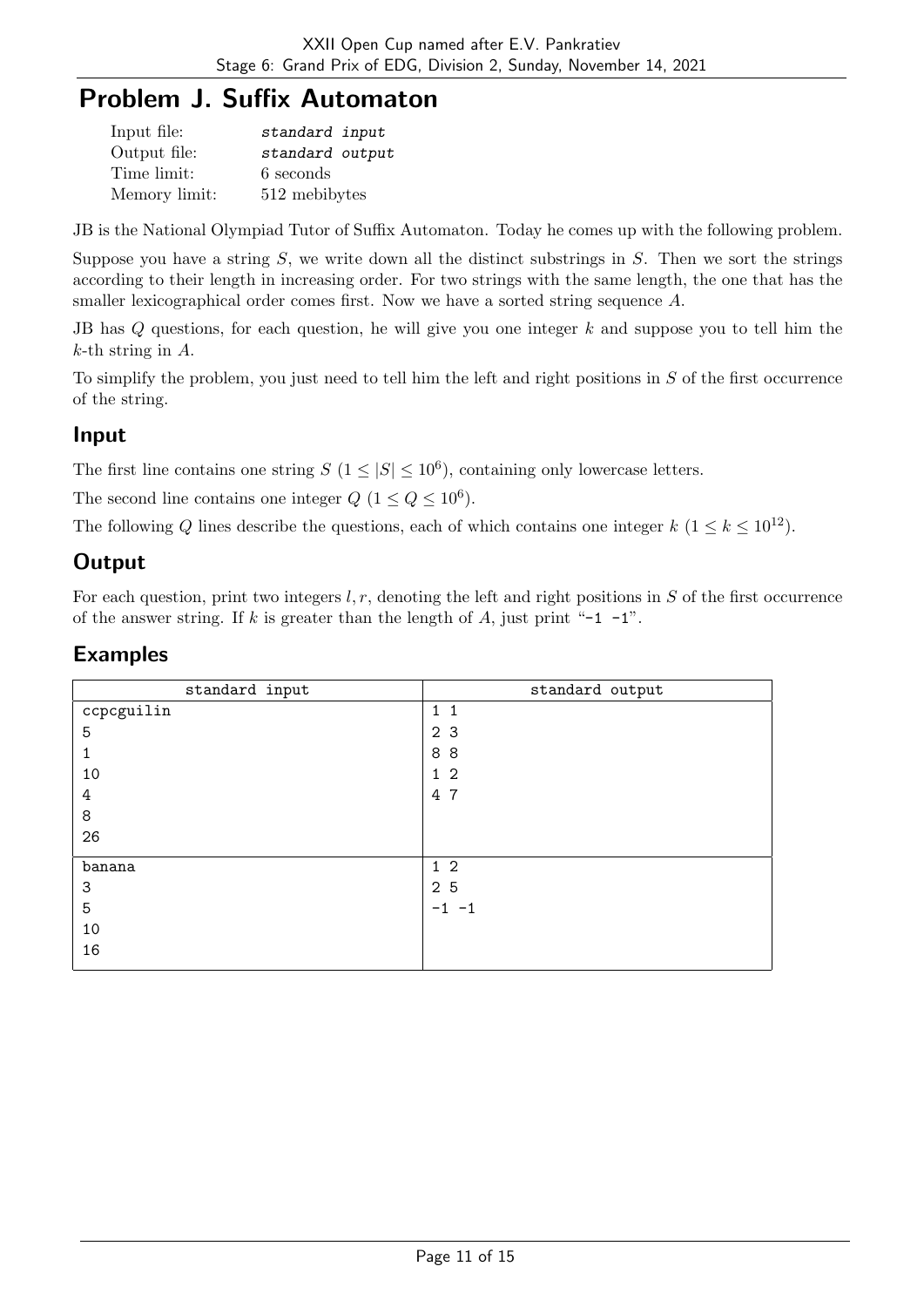# Problem J. Suffix Automaton

| | |
|---|---|
| Input file: | *standard input* |
| Output file: | *standard output* |
| Time limit: | 6 seconds |
| Memory limit: | 512 mebibytes |

JB is the National Olympiad Tutor of Suffix Automaton. Today he comes up with the following problem.

Suppose you have a string $S$, we write down all the distinct substrings in $S$. Then we sort the strings according to their length in increasing order. For two strings with the same length, the one that has the smaller lexicographical order comes first. Now we have a sorted string sequence $A$.

JB has $Q$ questions, for each question, he will give you one integer $k$ and suppose you to tell him the $k$-th string in $A$.

To simplify the problem, you just need to tell him the left and right positions in $S$ of the first occurrence of the string.

## Input

The first line contains one string $S$ ($1 \leq |S| \leq 10^6$), containing only lowercase letters.

The second line contains one integer $Q$ ($1 \leq Q \leq 10^6$).

The following $Q$ lines describe the questions, each of which contains one integer $k$ ($1 \leq k \leq 10^{12}$).

## Output

For each question, print two integers $l, r$, denoting the left and right positions in $S$ of the first occurrence of the answer string. If $k$ is greater than the length of $A$, just print "-1 -1".

## Examples

| standard input | standard output |
|---|---|
| ccpcguilin<br>5<br>1<br>10<br>4<br>8<br>26 | 1 1<br>2 3<br>8 8<br>1 2<br>4 7 |
| banana<br>3<br>5<br>10<br>16 | 1 2<br>2 5<br>-1 -1 |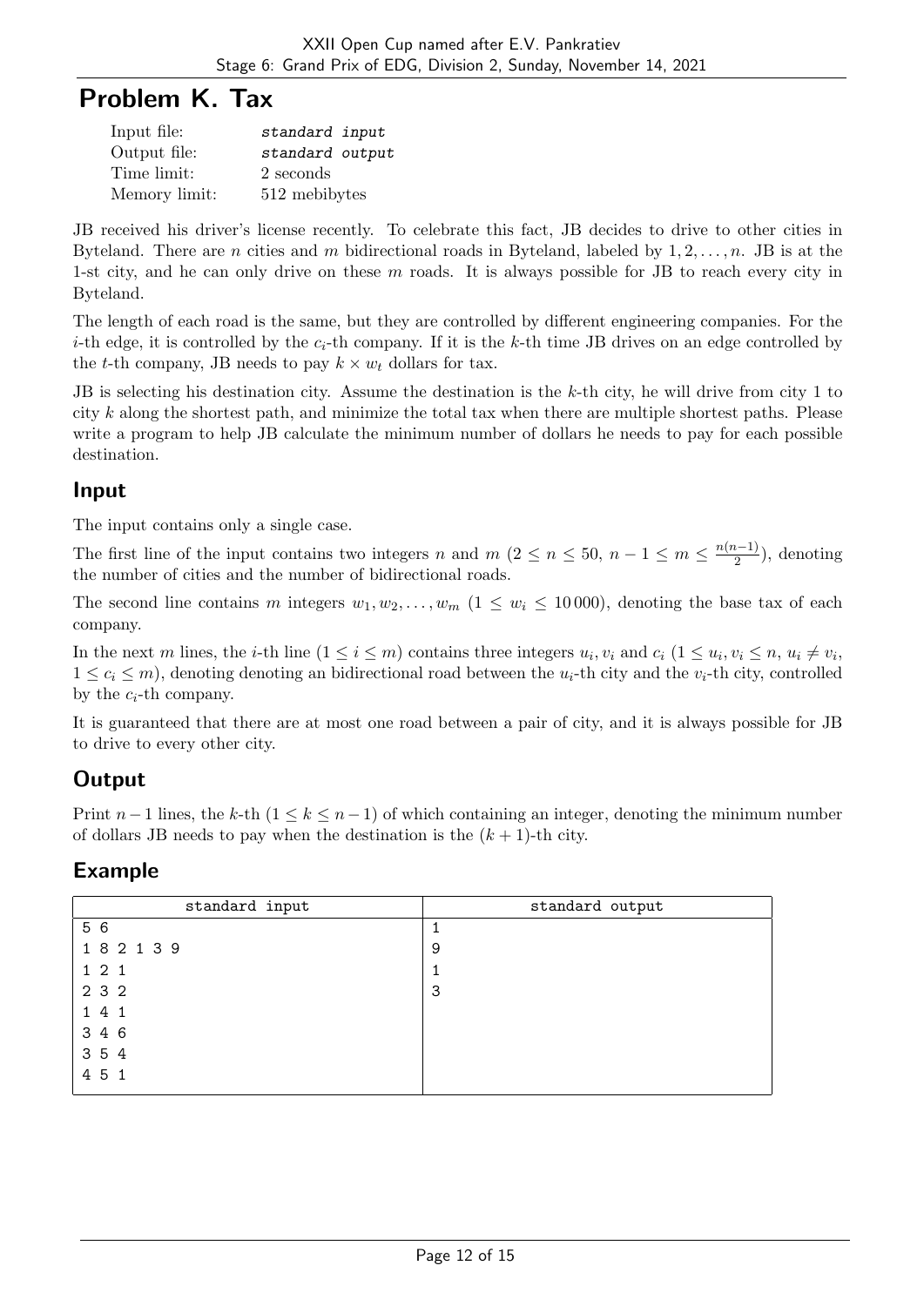# Problem K. Tax

| | |
|---|---|
| Input file: | *standard input* |
| Output file: | *standard output* |
| Time limit: | 2 seconds |
| Memory limit: | 512 mebibytes |

JB received his driver's license recently. To celebrate this fact, JB decides to drive to other cities in Byteland. There are $n$ cities and $m$ bidirectional roads in Byteland, labeled by $1, 2, \ldots, n$. JB is at the 1-st city, and he can only drive on these $m$ roads. It is always possible for JB to reach every city in Byteland.

The length of each road is the same, but they are controlled by different engineering companies. For the $i$-th edge, it is controlled by the $c_i$-th company. If it is the $k$-th time JB drives on an edge controlled by the $t$-th company, JB needs to pay $k \times w_t$ dollars for tax.

JB is selecting his destination city. Assume the destination is the $k$-th city, he will drive from city 1 to city $k$ along the shortest path, and minimize the total tax when there are multiple shortest paths. Please write a program to help JB calculate the minimum number of dollars he needs to pay for each possible destination.

## Input

The input contains only a single case.

The first line of the input contains two integers $n$ and $m$ ($2 \leq n \leq 50$, $n-1 \leq m \leq \frac{n(n-1)}{2}$), denoting the number of cities and the number of bidirectional roads.

The second line contains $m$ integers $w_1, w_2, \ldots, w_m$ ($1 \leq w_i \leq 10\,000$), denoting the base tax of each company.

In the next $m$ lines, the $i$-th line ($1 \leq i \leq m$) contains three integers $u_i$, $v_i$ and $c_i$ ($1 \leq u_i, v_i \leq n$, $u_i \neq v_i$, $1 \leq c_i \leq m$), denoting denoting an bidirectional road between the $u_i$-th city and the $v_i$-th city, controlled by the $c_i$-th company.

It is guaranteed that there are at most one road between a pair of city, and it is always possible for JB to drive to every other city.

## Output

Print $n-1$ lines, the $k$-th ($1 \leq k \leq n-1$) of which containing an integer, denoting the minimum number of dollars JB needs to pay when the destination is the $(k+1)$-th city.

## Example

| standard input | standard output |
|---|---|
| 5 6<br>1 8 2 1 3 9<br>1 2 1<br>2 3 2<br>1 4 1<br>3 4 6<br>3 5 4<br>4 5 1 | 1<br>9<br>1<br>3 |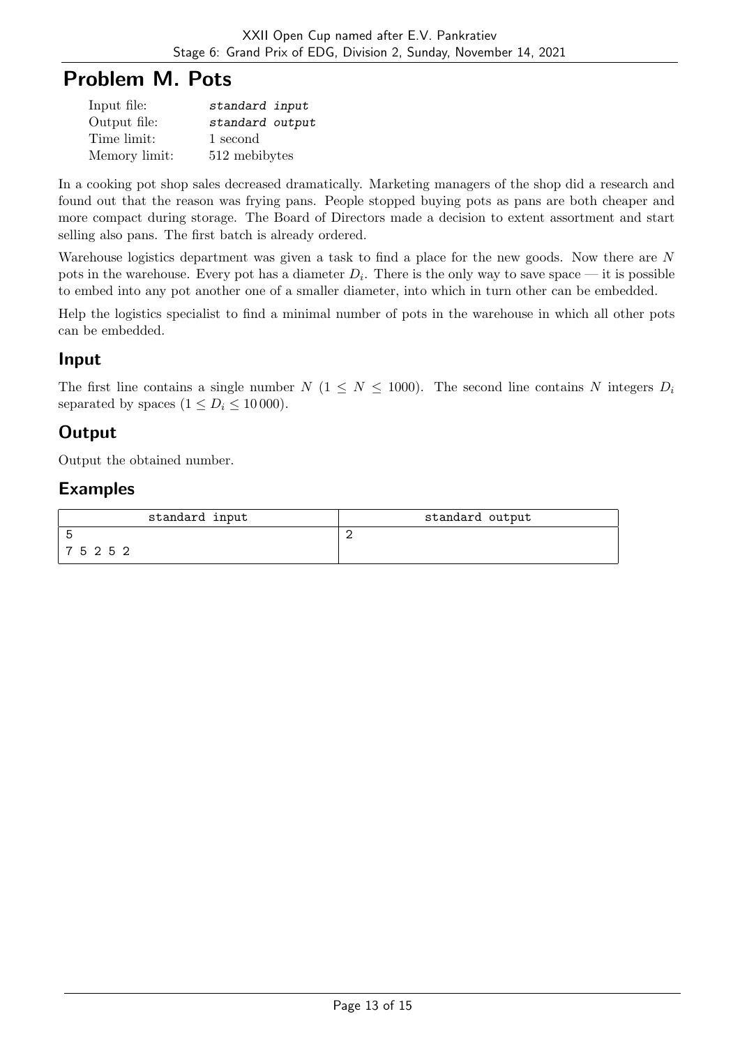# Problem M. Pots

| | |
|---|---|
| Input file: | *standard input* |
| Output file: | *standard output* |
| Time limit: | 1 second |
| Memory limit: | 512 mebibytes |

In a cooking pot shop sales decreased dramatically. Marketing managers of the shop did a research and found out that the reason was frying pans. People stopped buying pots as pans are both cheaper and more compact during storage. The Board of Directors made a decision to extent assortment and start selling also pans. The first batch is already ordered.

Warehouse logistics department was given a task to find a place for the new goods. Now there are $N$ pots in the warehouse. Every pot has a diameter $D_i$. There is the only way to save space — it is possible to embed into any pot another one of a smaller diameter, into which in turn other can be embedded.

Help the logistics specialist to find a minimal number of pots in the warehouse in which all other pots can be embedded.

## Input

The first line contains a single number $N$ ($1 \leq N \leq 1000$). The second line contains $N$ integers $D_i$ separated by spaces ($1 \leq D_i \leq 10\,000$).

## Output

Output the obtained number.

## Examples

| standard input | standard output |
|---|---|
| 5<br>7 5 2 5 2 | 2 |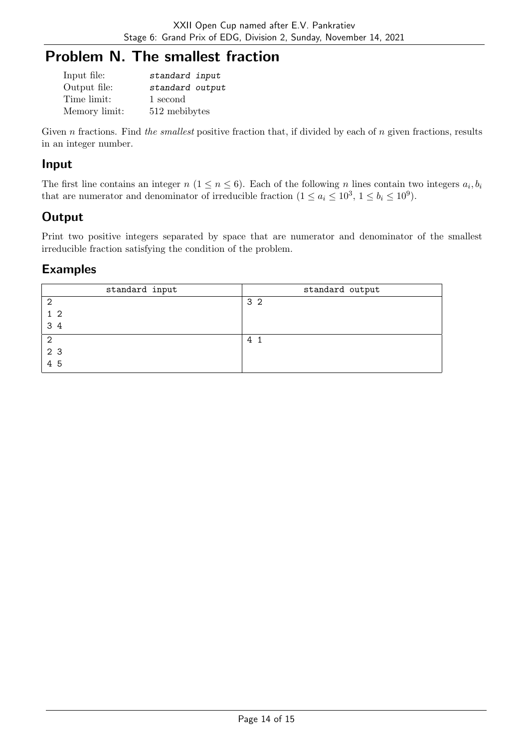# Problem N. The smallest fraction

| | |
|---|---|
| Input file: | *standard input* |
| Output file: | *standard output* |
| Time limit: | 1 second |
| Memory limit: | 512 mebibytes |

Given $n$ fractions. Find *the smallest* positive fraction that, if divided by each of $n$ given fractions, results in an integer number.

## Input

The first line contains an integer $n$ ($1 \leq n \leq 6$). Each of the following $n$ lines contain two integers $a_i, b_i$ that are numerator and denominator of irreducible fraction ($1 \leq a_i \leq 10^3$, $1 \leq b_i \leq 10^9$).

## Output

Print two positive integers separated by space that are numerator and denominator of the smallest irreducible fraction satisfying the condition of the problem.

## Examples

| standard input | standard output |
|---|---|
| 2<br>1 2<br>3 4 | 3 2 |
| 2<br>2 3<br>4 5 | 4 1 |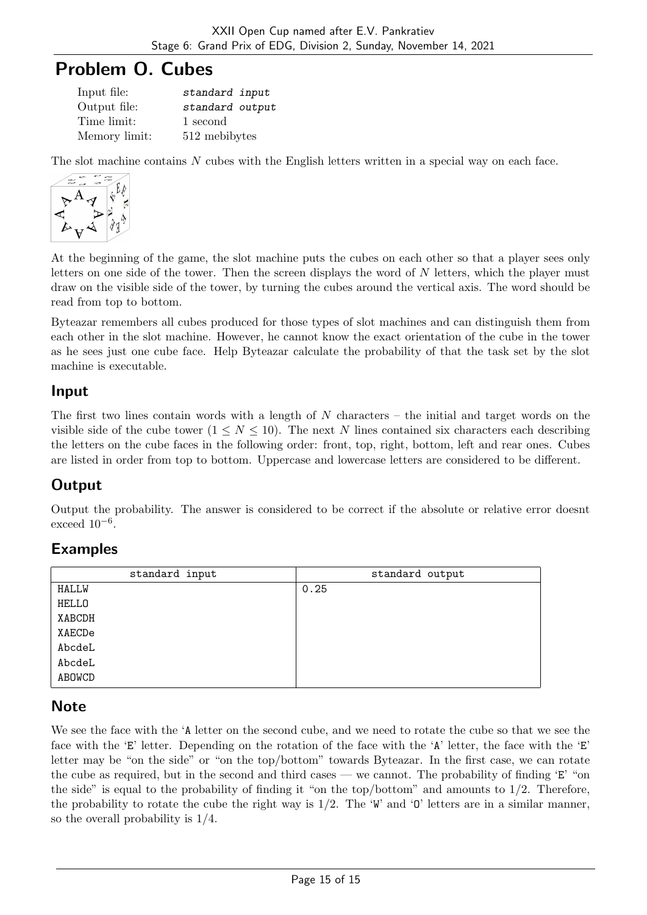# Problem O. Cubes

| | |
|---|---|
| Input file: | *standard input* |
| Output file: | *standard output* |
| Time limit: | 1 second |
| Memory limit: | 512 mebibytes |

The slot machine contains $N$ cubes with the English letters written in a special way on each face.

At the beginning of the game, the slot machine puts the cubes on each other so that a player sees only letters on one side of the tower. Then the screen displays the word of $N$ letters, which the player must draw on the visible side of the tower, by turning the cubes around the vertical axis. The word should be read from top to bottom.

Byteazar remembers all cubes produced for those types of slot machines and can distinguish them from each other in the slot machine. However, he cannot know the exact orientation of the cube in the tower as he sees just one cube face. Help Byteazar calculate the probability of that the task set by the slot machine is executable.

## Input

The first two lines contain words with a length of $N$ characters – the initial and target words on the visible side of the cube tower ($1 \le N \le 10$). The next $N$ lines contained six characters each describing the letters on the cube faces in the following order: front, top, right, bottom, left and rear ones. Cubes are listed in order from top to bottom. Uppercase and lowercase letters are considered to be different.

## Output

Output the probability. The answer is considered to be correct if the absolute or relative error doesnt exceed $10^{-6}$.

## Examples

| standard input | standard output |
|---|---|
| HALLW<br>HELLO<br>XABCDH<br>XAECDe<br>AbcdeL<br>AbcdeL<br>ABOWCD | 0.25 |

## Note

We see the face with the 'A letter on the second cube, and we need to rotate the cube so that we see the face with the 'E' letter. Depending on the rotation of the face with the 'A' letter, the face with the 'E' letter may be "on the side" or "on the top/bottom" towards Byteazar. In the first case, we can rotate the cube as required, but in the second and third cases — we cannot. The probability of finding 'E' "on the side" is equal to the probability of finding it "on the top/bottom" and amounts to $1/2$. Therefore, the probability to rotate the cube the right way is $1/2$. The 'W' and 'O' letters are in a similar manner, so the overall probability is $1/4$.